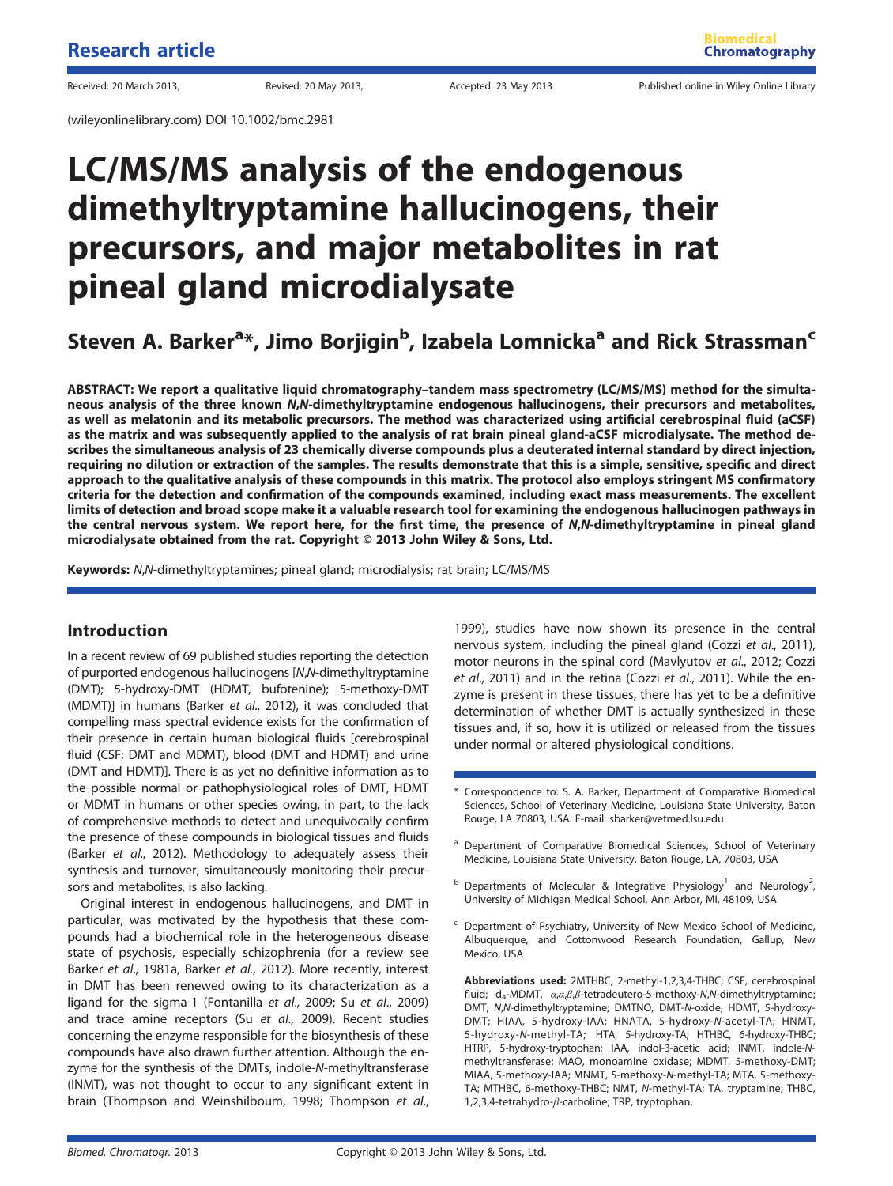Research article

Received: 20 March 2013, Revised: 20 May 2013, Accepted: 23 May 2013 Published online in Wiley Online Library

(wileyonlinelibrary.com) DOI 10.1002/bmc.2981

# LC/MS/MS analysis of the endogenous dimethyltryptamine hallucinogens, their precursors, and major metabolites in rat pineal gland microdialysate

## Steven A. Barker[a]*, Jimo Borjigin[b], Izabela Lomnicka[a] and Rick Strassman[c]

**ABSTRACT: We report a qualitative liquid chromatography–tandem mass spectrometry (LC/MS/MS) method for the simultaneous analysis of the three known *N,N*-dimethyltryptamine endogenous hallucinogens, their precursors and metabolites, as well as melatonin and its metabolic precursors. The method was characterized using artificial cerebrospinal fluid (aCSF) as the matrix and was subsequently applied to the analysis of rat brain pineal gland-aCSF microdialysate. The method describes the simultaneous analysis of 23 chemically diverse compounds plus a deuterated internal standard by direct injection, requiring no dilution or extraction of the samples. The results demonstrate that this is a simple, sensitive, specific and direct approach to the qualitative analysis of these compounds in this matrix. The protocol also employs stringent MS confirmatory criteria for the detection and confirmation of the compounds examined, including exact mass measurements. The excellent limits of detection and broad scope make it a valuable research tool for examining the endogenous hallucinogen pathways in the central nervous system. We report here, for the first time, the presence of *N,N*-dimethyltryptamine in pineal gland microdialysate obtained from the rat. Copyright © 2013 John Wiley & Sons, Ltd.**

**Keywords:** *N,N*-dimethyltryptamines; pineal gland; microdialysis; rat brain; LC/MS/MS

## Introduction

In a recent review of 69 published studies reporting the detection of purported endogenous hallucinogens [*N,N*-dimethyltryptamine (DMT); 5-hydroxy-DMT (HDMT, bufotenine); 5-methoxy-DMT (MDMT)] in humans (Barker *et al*., 2012), it was concluded that compelling mass spectral evidence exists for the confirmation of their presence in certain human biological fluids [cerebrospinal fluid (CSF; DMT and MDMT), blood (DMT and HDMT) and urine (DMT and HDMT)]. There is as yet no definitive information as to the possible normal or pathophysiological roles of DMT, HDMT or MDMT in humans or other species owing, in part, to the lack of comprehensive methods to detect and unequivocally confirm the presence of these compounds in biological tissues and fluids (Barker *et al*., 2012). Methodology to adequately assess their synthesis and turnover, simultaneously monitoring their precursors and metabolites, is also lacking.

Original interest in endogenous hallucinogens, and DMT in particular, was motivated by the hypothesis that these compounds had a biochemical role in the heterogeneous disease state of psychosis, especially schizophrenia (for a review see Barker *et al*., 1981a, Barker *et al*., 2012). More recently, interest in DMT has been renewed owing to its characterization as a ligand for the sigma-1 (Fontanilla *et al*., 2009; Su *et al*., 2009) and trace amine receptors (Su *et al*., 2009). Recent studies concerning the enzyme responsible for the biosynthesis of these compounds have also drawn further attention. Although the enzyme for the synthesis of the DMTs, indole-*N*-methyltransferase (INMT), was not thought to occur to any significant extent in brain (Thompson and Weinshilboum, 1998; Thompson *et al*., 1999), studies have now shown its presence in the central nervous system, including the pineal gland (Cozzi *et al*., 2011), motor neurons in the spinal cord (Mavlyutov *et al*., 2012; Cozzi *et al*., 2011) and in the retina (Cozzi *et al*., 2011). While the enzyme is present in these tissues, there has yet to be a definitive determination of whether DMT is actually synthesized in these tissues and, if so, how it is utilized or released from the tissues under normal or altered physiological conditions.

\* Correspondence to: S. A. Barker, Department of Comparative Biomedical Sciences, School of Veterinary Medicine, Louisiana State University, Baton Rouge, LA 70803, USA. E-mail: sbarker@vetmed.lsu.edu

[a] Department of Comparative Biomedical Sciences, School of Veterinary Medicine, Louisiana State University, Baton Rouge, LA, 70803, USA

[b] Departments of Molecular & Integrative Physiology[1] and Neurology[2], University of Michigan Medical School, Ann Arbor, MI, 48109, USA

[c] Department of Psychiatry, University of New Mexico School of Medicine, Albuquerque, and Cottonwood Research Foundation, Gallup, New Mexico, USA

**Abbreviations used:** 2MTHBC, 2-methyl-1,2,3,4-THBC; CSF, cerebrospinal fluid; $d_4$-MDMT, $\alpha,\alpha,\beta,\beta$-tetradeutero-5-methoxy-*N,N*-dimethyltryptamine; DMT, *N,N*-dimethyltryptamine; DMTNO, DMT-*N*-oxide; HDMT, 5-hydroxy-DMT; HIAA, 5-hydroxy-IAA; HNATA, 5-hydroxy-*N*-acetyl-TA; HNMT, 5-hydroxy-*N*-methyl-TA; HTA, 5-hydroxy-TA; HTHBC, 6-hydroxy-THBC; HTRP, 5-hydroxy-tryptophan; IAA, indol-3-acetic acid; INMT, indole-*N*-methyltransferase; MAO, monoamine oxidase; MDMT, 5-methoxy-DMT; MIAA, 5-methoxy-IAA; MNMT, 5-methoxy-*N*-methyl-TA; MTA, 5-methoxy-TA; MTHBC, 6-methoxy-THBC; NMT, *N*-methyl-TA; TA, tryptamine; THBC, 1,2,3,4-tetrahydro-$\beta$-carboline; TRP, tryptophan.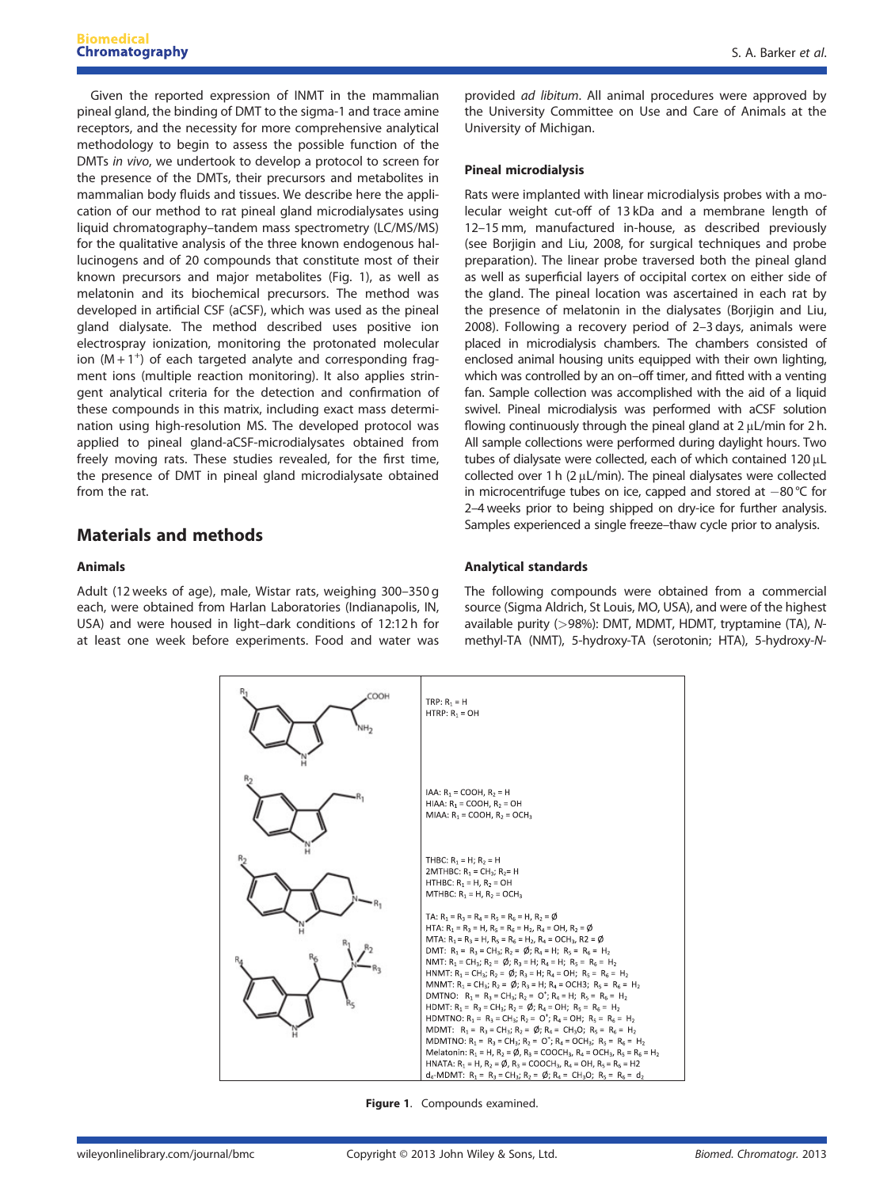Given the reported expression of INMT in the mammalian pineal gland, the binding of DMT to the sigma-1 and trace amine receptors, and the necessity for more comprehensive analytical methodology to begin to assess the possible function of the DMTs *in vivo*, we undertook to develop a protocol to screen for the presence of the DMTs, their precursors and metabolites in mammalian body fluids and tissues. We describe here the application of our method to rat pineal gland microdialysates using liquid chromatography–tandem mass spectrometry (LC/MS/MS) for the qualitative analysis of the three known endogenous hallucinogens and of 20 compounds that constitute most of their known precursors and major metabolites (Fig. 1), as well as melatonin and its biochemical precursors. The method was developed in artificial CSF (aCSF), which was used as the pineal gland dialysate. The method described uses positive ion electrospray ionization, monitoring the protonated molecular ion ($M + 1^+$) of each targeted analyte and corresponding fragment ions (multiple reaction monitoring). It also applies stringent analytical criteria for the detection and confirmation of these compounds in this matrix, including exact mass determination using high-resolution MS. The developed protocol was applied to pineal gland-aCSF-microdialysates obtained from freely moving rats. These studies revealed, for the first time, the presence of DMT in pineal gland microdialysate obtained from the rat.

## Materials and methods

### Animals

Adult (12 weeks of age), male, Wistar rats, weighing 300–350 g each, were obtained from Harlan Laboratories (Indianapolis, IN, USA) and were housed in light–dark conditions of 12:12 h for at least one week before experiments. Food and water was provided *ad libitum*. All animal procedures were approved by the University Committee on Use and Care of Animals at the University of Michigan.

### Pineal microdialysis

Rats were implanted with linear microdialysis probes with a molecular weight cut-off of 13 kDa and a membrane length of 12–15 mm, manufactured in-house, as described previously (see Borjigin and Liu, 2008, for surgical techniques and probe preparation). The linear probe traversed both the pineal gland as well as superficial layers of occipital cortex on either side of the gland. The pineal location was ascertained in each rat by the presence of melatonin in the dialysates (Borjigin and Liu, 2008). Following a recovery period of 2–3 days, animals were placed in microdialysis chambers. The chambers consisted of enclosed animal housing units equipped with their own lighting, which was controlled by an on–off timer, and fitted with a venting fan. Sample collection was accomplished with the aid of a liquid swivel. Pineal microdialysis was performed with aCSF solution flowing continuously through the pineal gland at 2 μL/min for 2 h. All sample collections were performed during daylight hours. Two tubes of dialysate were collected, each of which contained 120 μL collected over 1 h (2 μL/min). The pineal dialysates were collected in microcentrifuge tubes on ice, capped and stored at −80 °C for 2–4 weeks prior to being shipped on dry-ice for further analysis. Samples experienced a single freeze–thaw cycle prior to analysis.

### Analytical standards

The following compounds were obtained from a commercial source (Sigma Aldrich, St Louis, MO, USA), and were of the highest available purity (>98%): DMT, MDMT, HDMT, tryptamine (TA), *N*-methyl-TA (NMT), 5-hydroxy-TA (serotonin; HTA), 5-hydroxy-*N*-

TRP: $R_1$ = H
HTRP: $R_1$ = OH

IAA: $R_1$ = COOH, $R_2$ = H
HIAA: $R_1$ = COOH, $R_2$ = OH
MIAA: $R_1$ = COOH, $R_2$ = $OCH_3$

THBC: $R_1$ = H; $R_2$ = H
2MTHBC: $R_1$ = $CH_3$; $R_2$ = H
HTHBC: $R_1$ = H, $R_2$ = OH
MTHBC: $R_1$ = H, $R_2$ = $OCH_3$

TA: $R_1$ = $R_3$ = $R_4$ = $R_5$ = $R_6$ = H, $R_2$ = Ø
HTA: $R_1$ = $R_3$ = H, $R_5$ = $R_6$ = $H_2$, $R_4$ = OH, $R_2$ = Ø
MTA: $R_1$ = $R_3$ = H, $R_5$ = $R_6$ = $H_2$, $R_4$ = $OCH_3$, R2 = Ø
DMT: $R_1$ = $R_3$ = $CH_3$; $R_2$ = Ø; $R_4$ = H; $R_5$ = $R_6$ = $H_2$
NMT: $R_1$ = $CH_3$; $R_2$ = Ø; $R_3$ = H; $R_4$ = H; $R_5$ = $R_6$ = $H_2$
HNMT: $R_1$ = $CH_3$; $R_2$ = Ø; $R_3$ = H; $R_4$ = OH; $R_5$ = $R_6$ = $H_2$
MNMT: $R_1$ = $CH_3$; $R_2$ = Ø; $R_3$ = H; $R_4$ = OCH3; $R_5$ = $R_6$ = $H_2$
DMTNO: $R_1$ = $R_3$ = $CH_3$; $R_2$ = $O^+$; $R_4$ = H; $R_5$ = $R_6$ = $H_2$
HDMT: $R_1$ = $R_3$ = $CH_3$; $R_2$ = Ø; $R_4$ = OH; $R_5$ = $R_6$ = $H_2$
HDMTNO: $R_1$ = $R_3$ = $CH_3$; $R_2$ = $O^+$; $R_4$ = OH; $R_5$ = $R_6$ = $H_2$
MDMT: $R_1$ = $R_3$ = $CH_3$; $R_2$ = Ø; $R_4$ = $CH_3O$; $R_5$ = $R_6$ = $H_2$
MDMTNO: $R_1$ = $R_3$ = $CH_3$; $R_2$ = $O^+$; $R_4$ = $OCH_3$; $R_5$ = $R_6$ = $H_2$
Melatonin: $R_1$ = H, $R_2$ = Ø, $R_3$ = $COOCH_3$, $R_4$ = $OCH_3$, $R_5$ = $R_6$ = $H_2$
HNATA: $R_1$ = H, $R_2$ = Ø, $R_3$ = $COOCH_3$, $R_4$ = OH, $R_5$ = $R_6$ = H2
$d_4$-MDMT: $R_1$ = $R_3$ = $CH_3$; $R_2$ = Ø; $R_4$ = $CH_3O$; $R_5$ = $R_6$ = $d_2$

**Figure 1**. Compounds examined.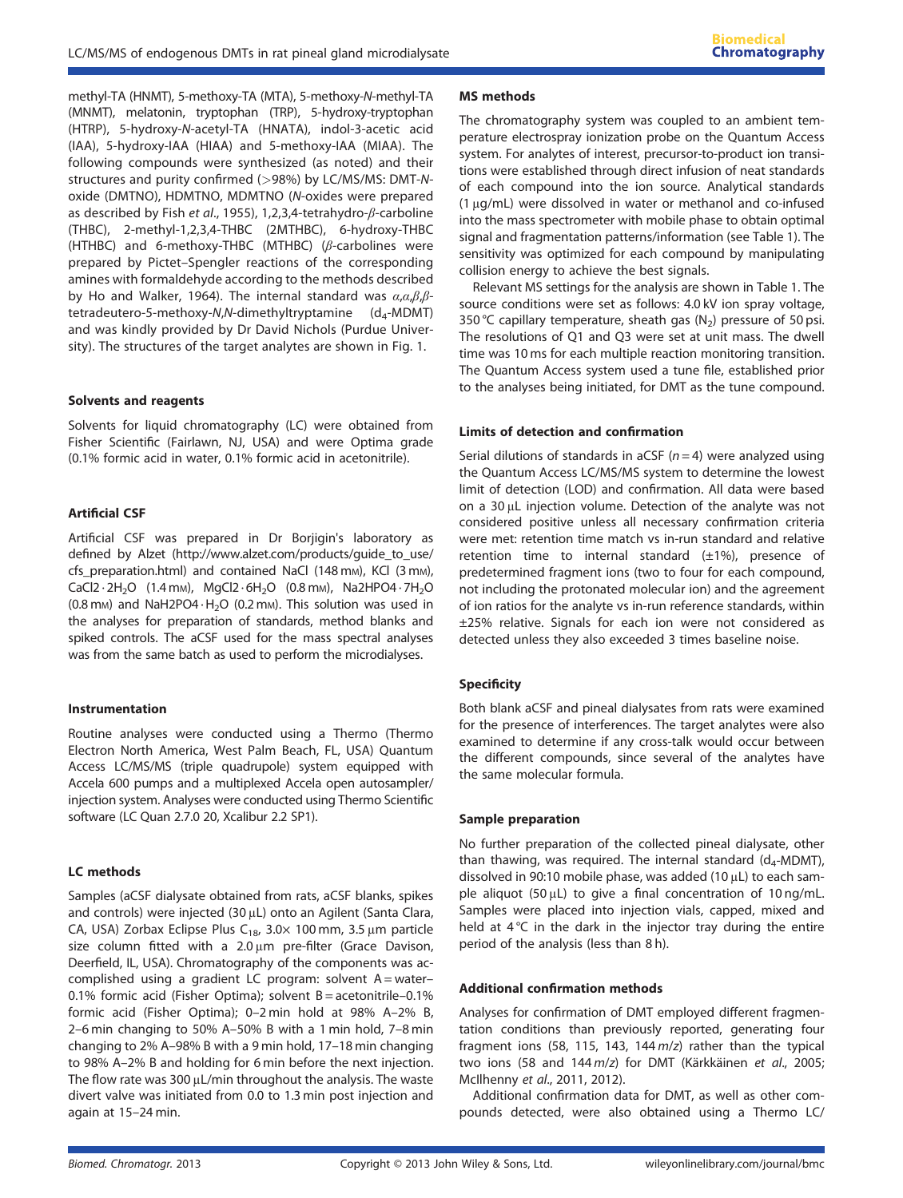methyl-TA (HNMT), 5-methoxy-TA (MTA), 5-methoxy-*N*-methyl-TA (MNMT), melatonin, tryptophan (TRP), 5-hydroxy-tryptophan (HTRP), 5-hydroxy-*N*-acetyl-TA (HNATA), indol-3-acetic acid (IAA), 5-hydroxy-IAA (HIAA) and 5-methoxy-IAA (MIAA). The following compounds were synthesized (as noted) and their structures and purity confirmed (>98%) by LC/MS/MS: DMT-*N*-oxide (DMTNO), HDMTNO, MDMTNO (*N*-oxides were prepared as described by Fish *et al*., 1955), 1,2,3,4-tetrahydro-$\beta$-carboline (THBC), 2-methyl-1,2,3,4-THBC (2MTHBC), 6-hydroxy-THBC (HTHBC) and 6-methoxy-THBC (MTHBC) ($\beta$-carbolines were prepared by Pictet–Spengler reactions of the corresponding amines with formaldehyde according to the methods described by Ho and Walker, 1964). The internal standard was $\alpha,\alpha,\beta,\beta$-tetradeutero-5-methoxy-*N*,*N*-dimethyltryptamine ($d_4$-MDMT) and was kindly provided by Dr David Nichols (Purdue University). The structures of the target analytes are shown in Fig. 1.

### Solvents and reagents

Solvents for liquid chromatography (LC) were obtained from Fisher Scientific (Fairlawn, NJ, USA) and were Optima grade (0.1% formic acid in water, 0.1% formic acid in acetonitrile).

### Artificial CSF

Artificial CSF was prepared in Dr Borjigin's laboratory as defined by Alzet (http://www.alzet.com/products/guide_to_use/cfs_preparation.html) and contained NaCl (148 mM), KCl (3 mM), $CaCl_2 \cdot 2H_2O$ (1.4 mM), $MgCl_2 \cdot 6H_2O$ (0.8 mM), $Na_2HPO_4 \cdot 7H_2O$ (0.8 mM) and $NaH_2PO_4 \cdot H_2O$ (0.2 mM). This solution was used in the analyses for preparation of standards, method blanks and spiked controls. The aCSF used for the mass spectral analyses was from the same batch as used to perform the microdialyses.

### Instrumentation

Routine analyses were conducted using a Thermo (Thermo Electron North America, West Palm Beach, FL, USA) Quantum Access LC/MS/MS (triple quadrupole) system equipped with Accela 600 pumps and a multiplexed Accela open autosampler/injection system. Analyses were conducted using Thermo Scientific software (LC Quan 2.7.0 20, Xcalibur 2.2 SP1).

### LC methods

Samples (aCSF dialysate obtained from rats, aCSF blanks, spikes and controls) were injected (30 µL) onto an Agilent (Santa Clara, CA, USA) Zorbax Eclipse Plus $C_{18}$, 3.0× 100 mm, 3.5 µm particle size column fitted with a 2.0 µm pre-filter (Grace Davison, Deerfield, IL, USA). Chromatography of the components was accomplished using a gradient LC program: solvent A = water–0.1% formic acid (Fisher Optima); solvent B = acetonitrile–0.1% formic acid (Fisher Optima); 0–2 min hold at 98% A–2% B, 2–6 min changing to 50% A–50% B with a 1 min hold, 7–8 min changing to 2% A–98% B with a 9 min hold, 17–18 min changing to 98% A–2% B and holding for 6 min before the next injection. The flow rate was 300 µL/min throughout the analysis. The waste divert valve was initiated from 0.0 to 1.3 min post injection and again at 15–24 min.

### MS methods

The chromatography system was coupled to an ambient temperature electrospray ionization probe on the Quantum Access system. For analytes of interest, precursor-to-product ion transitions were established through direct infusion of neat standards of each compound into the ion source. Analytical standards (1 µg/mL) were dissolved in water or methanol and co-infused into the mass spectrometer with mobile phase to obtain optimal signal and fragmentation patterns/information (see Table 1). The sensitivity was optimized for each compound by manipulating collision energy to achieve the best signals.

Relevant MS settings for the analysis are shown in Table 1. The source conditions were set as follows: 4.0 kV ion spray voltage, 350 °C capillary temperature, sheath gas ($N_2$) pressure of 50 psi. The resolutions of Q1 and Q3 were set at unit mass. The dwell time was 10 ms for each multiple reaction monitoring transition. The Quantum Access system used a tune file, established prior to the analyses being initiated, for DMT as the tune compound.

### Limits of detection and confirmation

Serial dilutions of standards in aCSF ($n = 4$) were analyzed using the Quantum Access LC/MS/MS system to determine the lowest limit of detection (LOD) and confirmation. All data were based on a 30 µL injection volume. Detection of the analyte was not considered positive unless all necessary confirmation criteria were met: retention time match vs in-run standard and relative retention time to internal standard (±1%), presence of predetermined fragment ions (two to four for each compound, not including the protonated molecular ion) and the agreement of ion ratios for the analyte vs in-run reference standards, within ±25% relative. Signals for each ion were not considered as detected unless they also exceeded 3 times baseline noise.

### Specificity

Both blank aCSF and pineal dialysates from rats were examined for the presence of interferences. The target analytes were also examined to determine if any cross-talk would occur between the different compounds, since several of the analytes have the same molecular formula.

### Sample preparation

No further preparation of the collected pineal dialysate, other than thawing, was required. The internal standard ($d_4$-MDMT), dissolved in 90:10 mobile phase, was added (10 µL) to each sample aliquot (50 µL) to give a final concentration of 10 ng/mL. Samples were placed into injection vials, capped, mixed and held at 4 °C in the dark in the injector tray during the entire period of the analysis (less than 8 h).

### Additional confirmation methods

Analyses for confirmation of DMT employed different fragmentation conditions than previously reported, generating four fragment ions (58, 115, 143, 144 *m/z*) rather than the typical two ions (58 and 144 *m/z*) for DMT (Kärkkäinen *et al*., 2005; McIlhenny *et al*., 2011, 2012).

Additional confirmation data for DMT, as well as other compounds detected, were also obtained using a Thermo LC/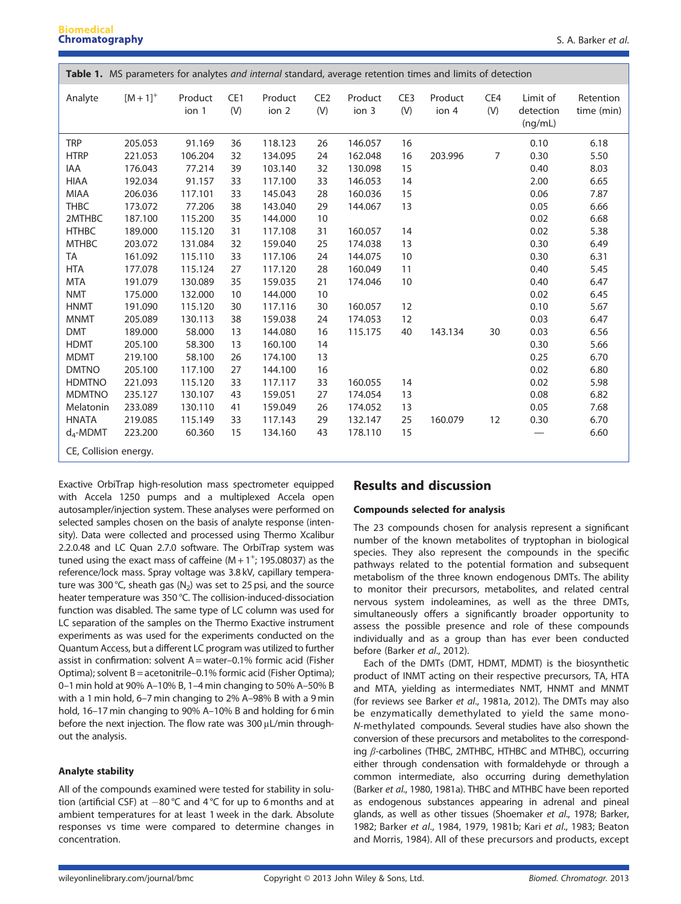**Table 1.** MS parameters for analytes *and internal* standard, average retention times and limits of detection

| Analyte | $[M+1]^+$ | Product ion 1 | CE1 (V) | Product ion 2 | CE2 (V) | Product ion 3 | CE3 (V) | Product ion 4 | CE4 (V) | Limit of detection (ng/mL) | Retention time (min) |
|---|---|---|---|---|---|---|---|---|---|---|---|
| TRP | 205.053 | 91.169 | 36 | 118.123 | 26 | 146.057 | 16 | | | 0.10 | 6.18 |
| HTRP | 221.053 | 106.204 | 32 | 134.095 | 24 | 162.048 | 16 | 203.996 | 7 | 0.30 | 5.50 |
| IAA | 176.043 | 77.214 | 39 | 103.140 | 32 | 130.098 | 15 | | | 0.40 | 8.03 |
| HIAA | 192.034 | 91.157 | 33 | 117.100 | 33 | 146.053 | 14 | | | 2.00 | 6.65 |
| MIAA | 206.036 | 117.101 | 33 | 145.043 | 28 | 160.036 | 15 | | | 0.06 | 7.87 |
| THBC | 173.072 | 77.206 | 38 | 143.040 | 29 | 144.067 | 13 | | | 0.05 | 6.66 |
| 2MTHBC | 187.100 | 115.200 | 35 | 144.000 | 10 | | | | | 0.02 | 6.68 |
| HTHBC | 189.000 | 115.120 | 31 | 117.108 | 31 | 160.057 | 14 | | | 0.02 | 5.38 |
| MTHBC | 203.072 | 131.084 | 32 | 159.040 | 25 | 174.038 | 13 | | | 0.30 | 6.49 |
| TA | 161.092 | 115.110 | 33 | 117.106 | 24 | 144.075 | 10 | | | 0.30 | 6.31 |
| HTA | 177.078 | 115.124 | 27 | 117.120 | 28 | 160.049 | 11 | | | 0.40 | 5.45 |
| MTA | 191.079 | 130.089 | 35 | 159.035 | 21 | 174.046 | 10 | | | 0.40 | 6.47 |
| NMT | 175.000 | 132.000 | 10 | 144.000 | 10 | | | | | 0.02 | 6.45 |
| HNMT | 191.090 | 115.120 | 30 | 117.116 | 30 | 160.057 | 12 | | | 0.10 | 5.67 |
| MNMT | 205.089 | 130.113 | 38 | 159.038 | 24 | 174.053 | 12 | | | 0.03 | 6.47 |
| DMT | 189.000 | 58.000 | 13 | 144.080 | 16 | 115.175 | 40 | 143.134 | 30 | 0.03 | 6.56 |
| HDMT | 205.100 | 58.300 | 13 | 160.100 | 14 | | | | | 0.30 | 5.66 |
| MDMT | 219.100 | 58.100 | 26 | 174.100 | 13 | | | | | 0.25 | 6.70 |
| DMTNO | 205.100 | 117.100 | 27 | 144.100 | 16 | | | | | 0.02 | 6.80 |
| HDMTNO | 221.093 | 115.120 | 33 | 117.117 | 33 | 160.055 | 14 | | | 0.02 | 5.98 |
| MDMTNO | 235.127 | 130.107 | 43 | 159.051 | 27 | 174.054 | 13 | | | 0.08 | 6.82 |
| Melatonin | 233.089 | 130.110 | 41 | 159.049 | 26 | 174.052 | 13 | | | 0.05 | 7.68 |
| HNATA | 219.085 | 115.149 | 33 | 117.143 | 29 | 132.147 | 25 | 160.079 | 12 | 0.30 | 6.70 |
| $d_4$-MDMT | 223.200 | 60.360 | 15 | 134.160 | 43 | 178.110 | 15 | | | — | 6.60 |

CE, Collision energy.

Exactive OrbiTrap high-resolution mass spectrometer equipped with Accela 1250 pumps and a multiplexed Accela open autosampler/injection system. These analyses were performed on selected samples chosen on the basis of analyte response (intensity). Data were collected and processed using Thermo Xcalibur 2.2.0.48 and LC Quan 2.7.0 software. The OrbiTrap system was tuned using the exact mass of caffeine ($M+1^+$; 195.08037) as the reference/lock mass. Spray voltage was 3.8 kV, capillary temperature was 300 °C, sheath gas ($N_2$) was set to 25 psi, and the source heater temperature was 350 °C. The collision-induced-dissociation function was disabled. The same type of LC column was used for LC separation of the samples on the Thermo Exactive instrument experiments as was used for the experiments conducted on the Quantum Access, but a different LC program was utilized to further assist in confirmation: solvent A = water–0.1% formic acid (Fisher Optima); solvent B = acetonitrile–0.1% formic acid (Fisher Optima); 0–1 min hold at 90% A–10% B, 1–4 min changing to 50% A–50% B with a 1 min hold, 6–7 min changing to 2% A–98% B with a 9 min hold, 16–17 min changing to 90% A–10% B and holding for 6 min before the next injection. The flow rate was 300 μL/min throughout the analysis.

### Analyte stability

All of the compounds examined were tested for stability in solution (artificial CSF) at −80 °C and 4 °C for up to 6 months and at ambient temperatures for at least 1 week in the dark. Absolute responses vs time were compared to determine changes in concentration.

## Results and discussion

### Compounds selected for analysis

The 23 compounds chosen for analysis represent a significant number of the known metabolites of tryptophan in biological species. They also represent the compounds in the specific pathways related to the potential formation and subsequent metabolism of the three known endogenous DMTs. The ability to monitor their precursors, metabolites, and related central nervous system indoleamines, as well as the three DMTs, simultaneously offers a significantly broader opportunity to assess the possible presence and role of these compounds individually and as a group than has ever been conducted before (Barker *et al*., 2012).

Each of the DMTs (DMT, HDMT, MDMT) is the biosynthetic product of INMT acting on their respective precursors, TA, HTA and MTA, yielding as intermediates NMT, HNMT and MNMT (for reviews see Barker *et al*., 1981a, 2012). The DMTs may also be enzymatically demethylated to yield the same mono-*N*-methylated compounds. Several studies have also shown the conversion of these precursors and metabolites to the corresponding *β*-carbolines (THBC, 2MTHBC, HTHBC and MTHBC), occurring either through condensation with formaldehyde or through a common intermediate, also occurring during demethylation (Barker *et al*., 1980, 1981a). THBC and MTHBC have been reported as endogenous substances appearing in adrenal and pineal glands, as well as other tissues (Shoemaker *et al*., 1978; Barker, 1982; Barker *et al*., 1984, 1979, 1981b; Kari *et al*., 1983; Beaton and Morris, 1984). All of these precursors and products, except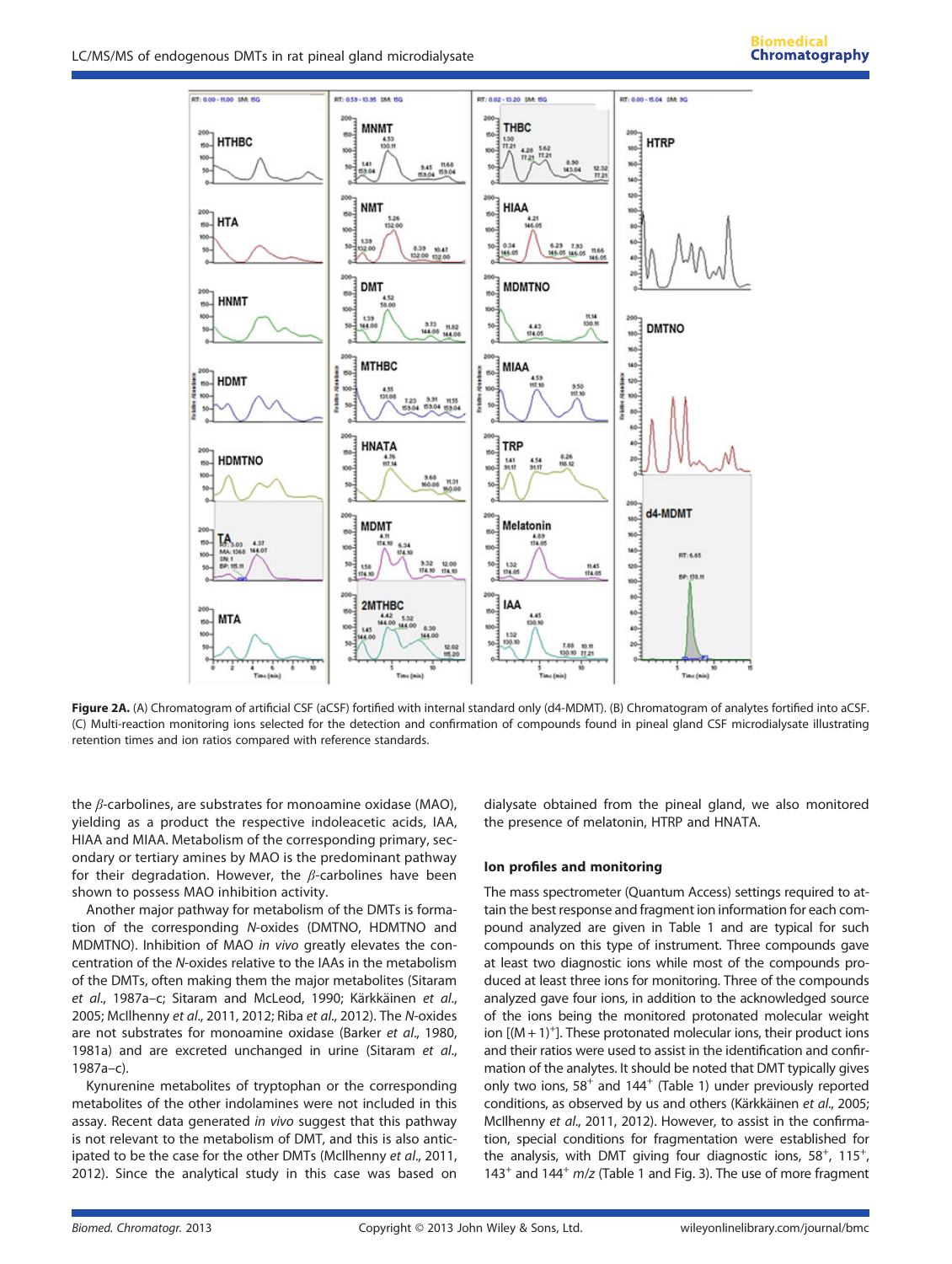**Figure 2A.** (A) Chromatogram of artificial CSF (aCSF) fortified with internal standard only (d4-MDMT). (B) Chromatogram of analytes fortified into aCSF. (C) Multi-reaction monitoring ions selected for the detection and confirmation of compounds found in pineal gland CSF microdialysate illustrating retention times and ion ratios compared with reference standards.

the *β*-carbolines, are substrates for monoamine oxidase (MAO), yielding as a product the respective indoleacetic acids, IAA, HIAA and MIAA. Metabolism of the corresponding primary, secondary or tertiary amines by MAO is the predominant pathway for their degradation. However, the *β*-carbolines have been shown to possess MAO inhibition activity.

Another major pathway for metabolism of the DMTs is formation of the corresponding *N*-oxides (DMTNO, HDMTNO and MDMTNO). Inhibition of MAO *in vivo* greatly elevates the concentration of the *N*-oxides relative to the IAAs in the metabolism of the DMTs, often making them the major metabolites (Sitaram *et al*., 1987a–c; Sitaram and McLeod, 1990; Kärkkäinen *et al*., 2005; McIlhenny *et al*., 2011, 2012; Riba *et al*., 2012). The *N*-oxides are not substrates for monoamine oxidase (Barker *et al*., 1980, 1981a) and are excreted unchanged in urine (Sitaram *et al*., 1987a–c).

Kynurenine metabolites of tryptophan or the corresponding metabolites of the other indolamines were not included in this assay. Recent data generated *in vivo* suggest that this pathway is not relevant to the metabolism of DMT, and this is also anticipated to be the case for the other DMTs (McIlhenny *et al*., 2011, 2012). Since the analytical study in this case was based on dialysate obtained from the pineal gland, we also monitored the presence of melatonin, HTRP and HNATA.

### Ion profiles and monitoring

The mass spectrometer (Quantum Access) settings required to attain the best response and fragment ion information for each compound analyzed are given in Table 1 and are typical for such compounds on this type of instrument. Three compounds gave at least two diagnostic ions while most of the compounds produced at least three ions for monitoring. Three of the compounds analyzed gave four ions, in addition to the acknowledged source of the ions being the monitored protonated molecular weight ion [$(M+1)^+$]. These protonated molecular ions, their product ions and their ratios were used to assist in the identification and confirmation of the analytes. It should be noted that DMT typically gives only two ions, $58^+$ and $144^+$ (Table 1) under previously reported conditions, as observed by us and others (Kärkkäinen *et al*., 2005; McIlhenny *et al*., 2011, 2012). However, to assist in the confirmation, special conditions for fragmentation were established for the analysis, with DMT giving four diagnostic ions, $58^+$, $115^+$, $143^+$ and $144^+$ *m/z* (Table 1 and Fig. 3). The use of more fragment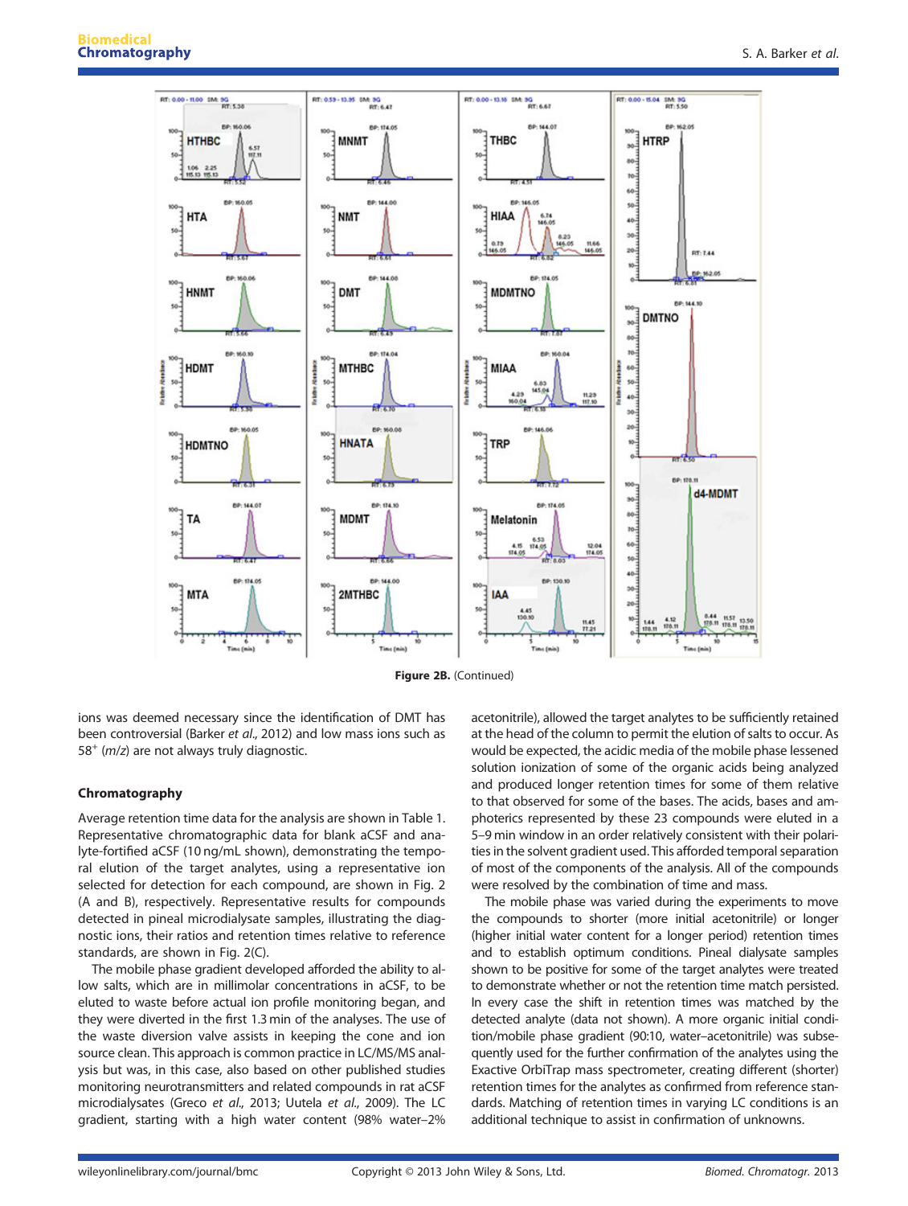**Figure 2B.** (Continued)

ions was deemed necessary since the identification of DMT has been controversial (Barker *et al.*, 2012) and low mass ions such as $58^+$ (*m/z*) are not always truly diagnostic.

### Chromatography

Average retention time data for the analysis are shown in Table 1. Representative chromatographic data for blank aCSF and analyte-fortified aCSF (10 ng/mL shown), demonstrating the temporal elution of the target analytes, using a representative ion selected for detection for each compound, are shown in Fig. 2 (A and B), respectively. Representative results for compounds detected in pineal microdialysate samples, illustrating the diagnostic ions, their ratios and retention times relative to reference standards, are shown in Fig. 2(C).

The mobile phase gradient developed afforded the ability to allow salts, which are in millimolar concentrations in aCSF, to be eluted to waste before actual ion profile monitoring began, and they were diverted in the first 1.3 min of the analyses. The use of the waste diversion valve assists in keeping the cone and ion source clean. This approach is common practice in LC/MS/MS analysis but was, in this case, also based on other published studies monitoring neurotransmitters and related compounds in rat aCSF microdialysates (Greco *et al.*, 2013; Uutela *et al.*, 2009). The LC gradient, starting with a high water content (98% water–2% acetonitrile), allowed the target analytes to be sufficiently retained at the head of the column to permit the elution of salts to occur. As would be expected, the acidic media of the mobile phase lessened solution ionization of some of the organic acids being analyzed and produced longer retention times for some of them relative to that observed for some of the bases. The acids, bases and amphoterics represented by these 23 compounds were eluted in a 5–9 min window in an order relatively consistent with their polarities in the solvent gradient used. This afforded temporal separation of most of the components of the analysis. All of the compounds were resolved by the combination of time and mass.

The mobile phase was varied during the experiments to move the compounds to shorter (more initial acetonitrile) or longer (higher initial water content for a longer period) retention times and to establish optimum conditions. Pineal dialysate samples shown to be positive for some of the target analytes were treated to demonstrate whether or not the retention time match persisted. In every case the shift in retention times was matched by the detected analyte (data not shown). A more organic initial condition/mobile phase gradient (90:10, water–acetonitrile) was subsequently used for the further confirmation of the analytes using the Exactive OrbiTrap mass spectrometer, creating different (shorter) retention times for the analytes as confirmed from reference standards. Matching of retention times in varying LC conditions is an additional technique to assist in confirmation of unknowns.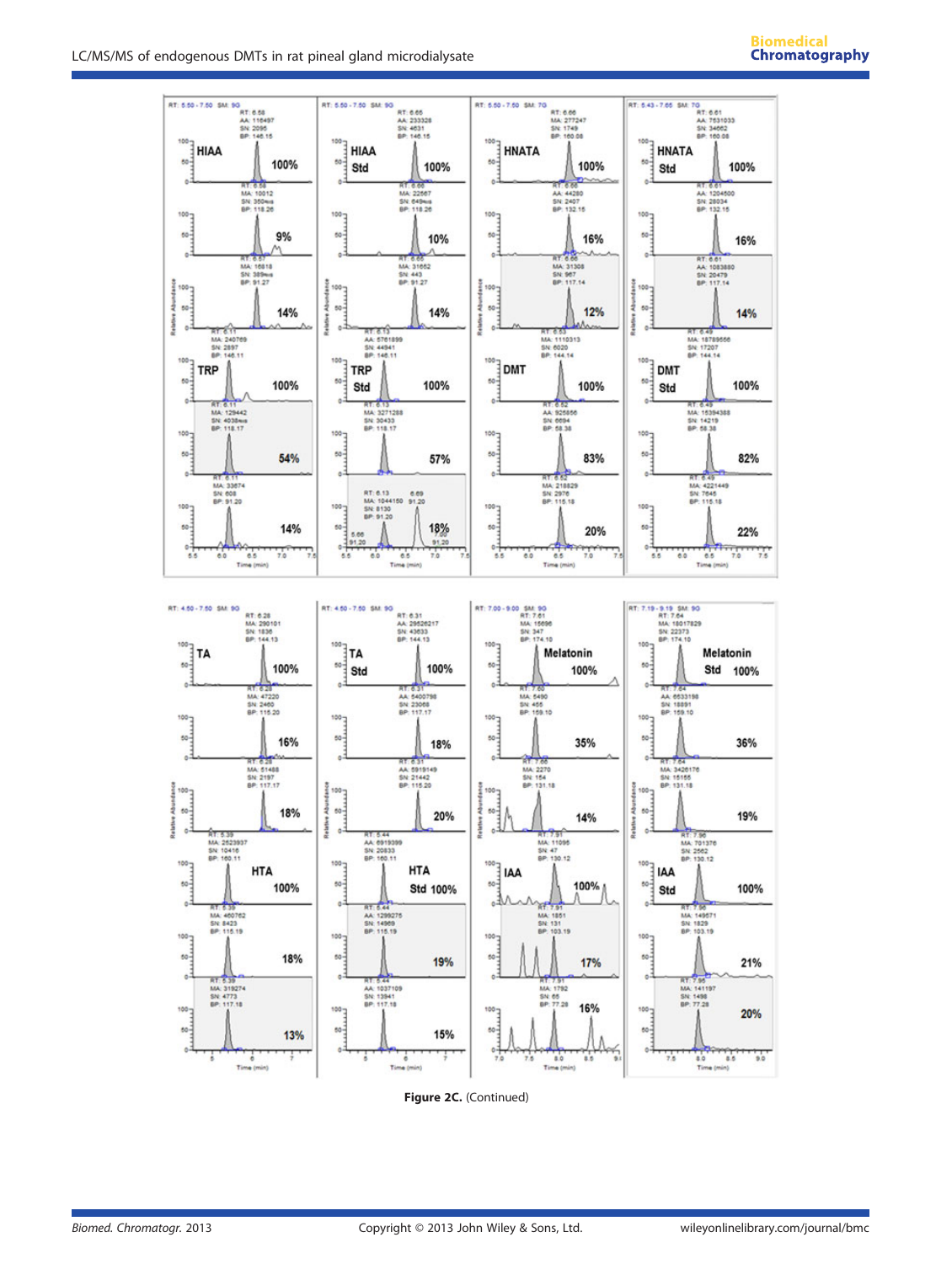**Figure 2C.** (Continued)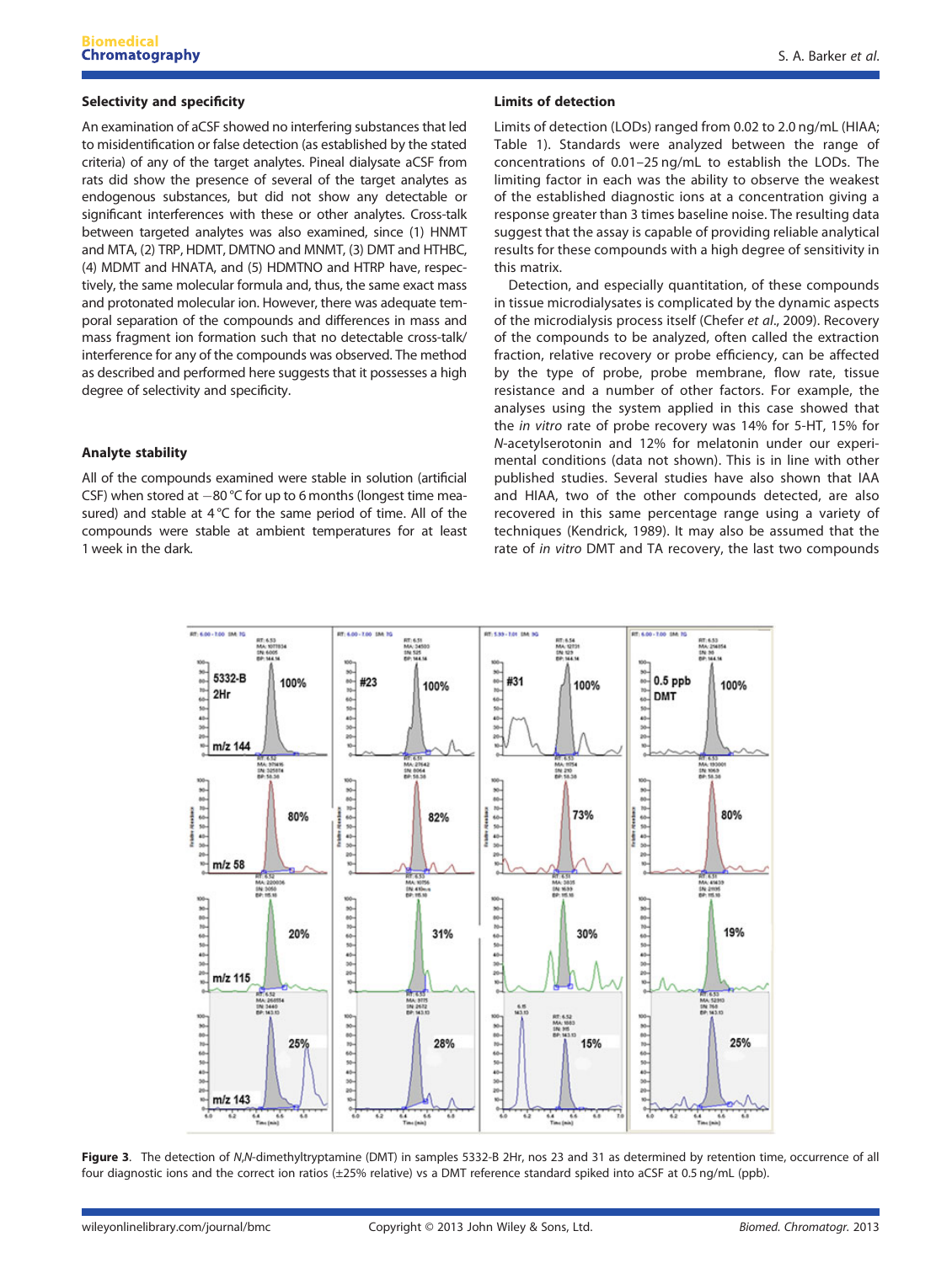### Selectivity and specificity

An examination of aCSF showed no interfering substances that led to misidentification or false detection (as established by the stated criteria) of any of the target analytes. Pineal dialysate aCSF from rats did show the presence of several of the target analytes as endogenous substances, but did not show any detectable or significant interferences with these or other analytes. Cross-talk between targeted analytes was also examined, since (1) HNMT and MTA, (2) TRP, HDMT, DMTNO and MNMT, (3) DMT and HTHBC, (4) MDMT and HNATA, and (5) HDMTNO and HTRP have, respectively, the same molecular formula and, thus, the same exact mass and protonated molecular ion. However, there was adequate temporal separation of the compounds and differences in mass and mass fragment ion formation such that no detectable cross-talk/interference for any of the compounds was observed. The method as described and performed here suggests that it possesses a high degree of selectivity and specificity.

### Analyte stability

All of the compounds examined were stable in solution (artificial CSF) when stored at −80 °C for up to 6 months (longest time measured) and stable at 4 °C for the same period of time. All of the compounds were stable at ambient temperatures for at least 1 week in the dark.

### Limits of detection

Limits of detection (LODs) ranged from 0.02 to 2.0 ng/mL (HIAA; Table 1). Standards were analyzed between the range of concentrations of 0.01–25 ng/mL to establish the LODs. The limiting factor in each was the ability to observe the weakest of the established diagnostic ions at a concentration giving a response greater than 3 times baseline noise. The resulting data suggest that the assay is capable of providing reliable analytical results for these compounds with a high degree of sensitivity in this matrix.

Detection, and especially quantitation, of these compounds in tissue microdialysates is complicated by the dynamic aspects of the microdialysis process itself (Chefer *et al*., 2009). Recovery of the compounds to be analyzed, often called the extraction fraction, relative recovery or probe efficiency, can be affected by the type of probe, probe membrane, flow rate, tissue resistance and a number of other factors. For example, the analyses using the system applied in this case showed that the *in vitro* rate of probe recovery was 14% for 5-HT, 15% for *N*-acetylserotonin and 12% for melatonin under our experimental conditions (data not shown). This is in line with other published studies. Several studies have also shown that IAA and HIAA, two of the other compounds detected, are also recovered in this same percentage range using a variety of techniques (Kendrick, 1989). It may also be assumed that the rate of *in vitro* DMT and TA recovery, the last two compounds

**Figure 3**. The detection of *N*,*N*-dimethyltryptamine (DMT) in samples 5332-B 2Hr, nos 23 and 31 as determined by retention time, occurrence of all four diagnostic ions and the correct ion ratios (±25% relative) vs a DMT reference standard spiked into aCSF at 0.5 ng/mL (ppb).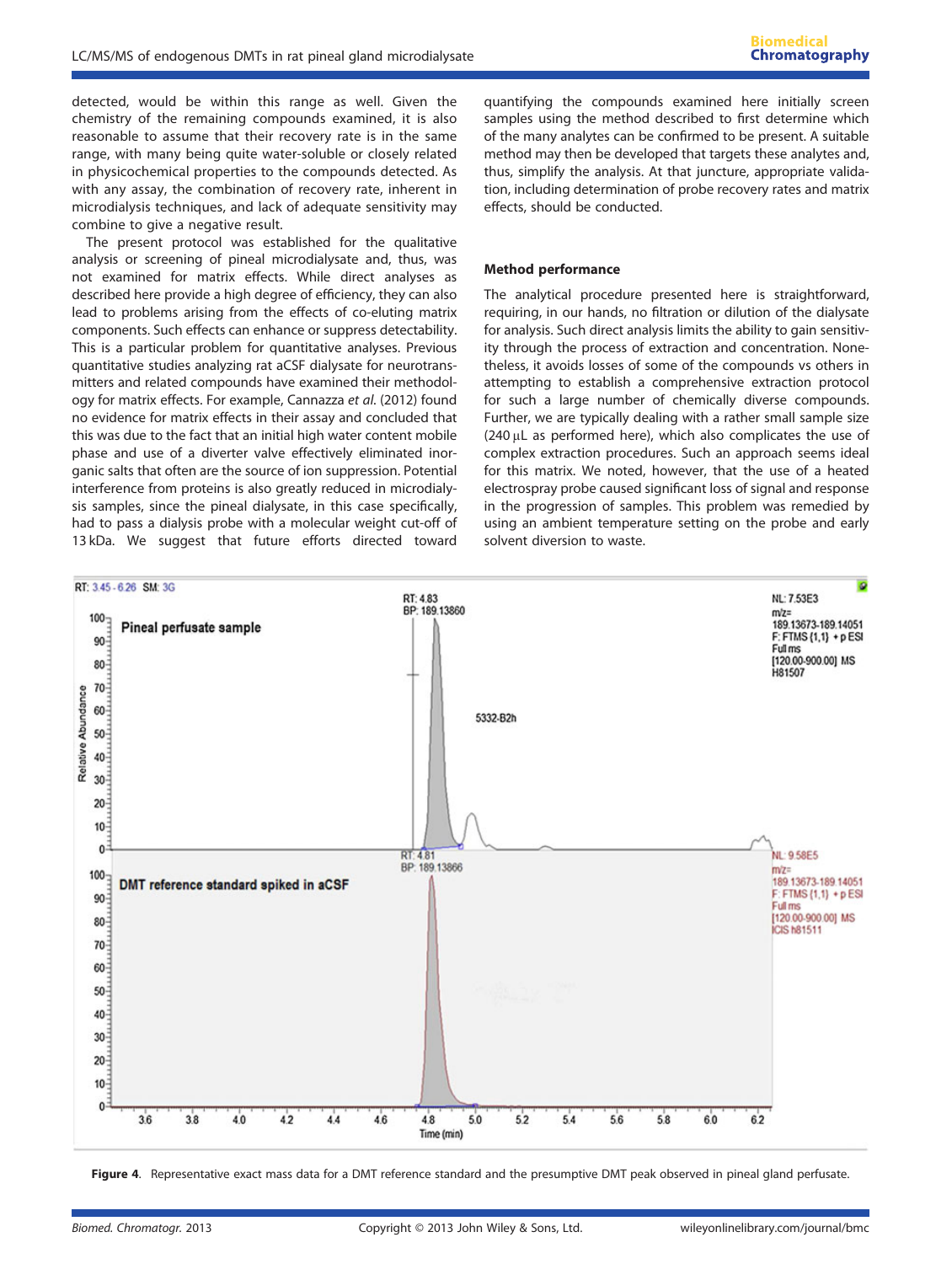detected, would be within this range as well. Given the chemistry of the remaining compounds examined, it is also reasonable to assume that their recovery rate is in the same range, with many being quite water-soluble or closely related in physicochemical properties to the compounds detected. As with any assay, the combination of recovery rate, inherent in microdialysis techniques, and lack of adequate sensitivity may combine to give a negative result.

The present protocol was established for the qualitative analysis or screening of pineal microdialysate and, thus, was not examined for matrix effects. While direct analyses as described here provide a high degree of efficiency, they can also lead to problems arising from the effects of co-eluting matrix components. Such effects can enhance or suppress detectability. This is a particular problem for quantitative analyses. Previous quantitative studies analyzing rat aCSF dialysate for neurotransmitters and related compounds have examined their methodology for matrix effects. For example, Cannazza *et al.* (2012) found no evidence for matrix effects in their assay and concluded that this was due to the fact that an initial high water content mobile phase and use of a diverter valve effectively eliminated inorganic salts that often are the source of ion suppression. Potential interference from proteins is also greatly reduced in microdialysis samples, since the pineal dialysate, in this case specifically, had to pass a dialysis probe with a molecular weight cut-off of 13 kDa. We suggest that future efforts directed toward quantifying the compounds examined here initially screen samples using the method described to first determine which of the many analytes can be confirmed to be present. A suitable method may then be developed that targets these analytes and, thus, simplify the analysis. At that juncture, appropriate validation, including determination of probe recovery rates and matrix effects, should be conducted.

### Method performance

The analytical procedure presented here is straightforward, requiring, in our hands, no filtration or dilution of the dialysate for analysis. Such direct analysis limits the ability to gain sensitivity through the process of extraction and concentration. Nonetheless, it avoids losses of some of the compounds vs others in attempting to establish a comprehensive extraction protocol for such a large number of chemically diverse compounds. Further, we are typically dealing with a rather small sample size (240 μL as performed here), which also complicates the use of complex extraction procedures. Such an approach seems ideal for this matrix. We noted, however, that the use of a heated electrospray probe caused significant loss of signal and response in the progression of samples. This problem was remedied by using an ambient temperature setting on the probe and early solvent diversion to waste.

RT: 3.45 - 6.26 SM: 3G

Pineal perfusate sample

RT: 4.83
BP: 189.13860

5332-B2h

NL: 7.53E3
m/z= 189.13673-189.14051
F: FTMS {1,1} + p ESI Full ms [120.00-900.00] MS
H81507

DMT reference standard spiked in aCSF

RT: 4.81
BP: 189.13866

NL: 9.58E5
m/z= 189.13673-189.14051
F: FTMS {1,1} + p ESI Full ms [120.00-900.00] MS
ICIS h81511

Relative Abundance

Time (min)

**Figure 4.** Representative exact mass data for a DMT reference standard and the presumptive DMT peak observed in pineal gland perfusate.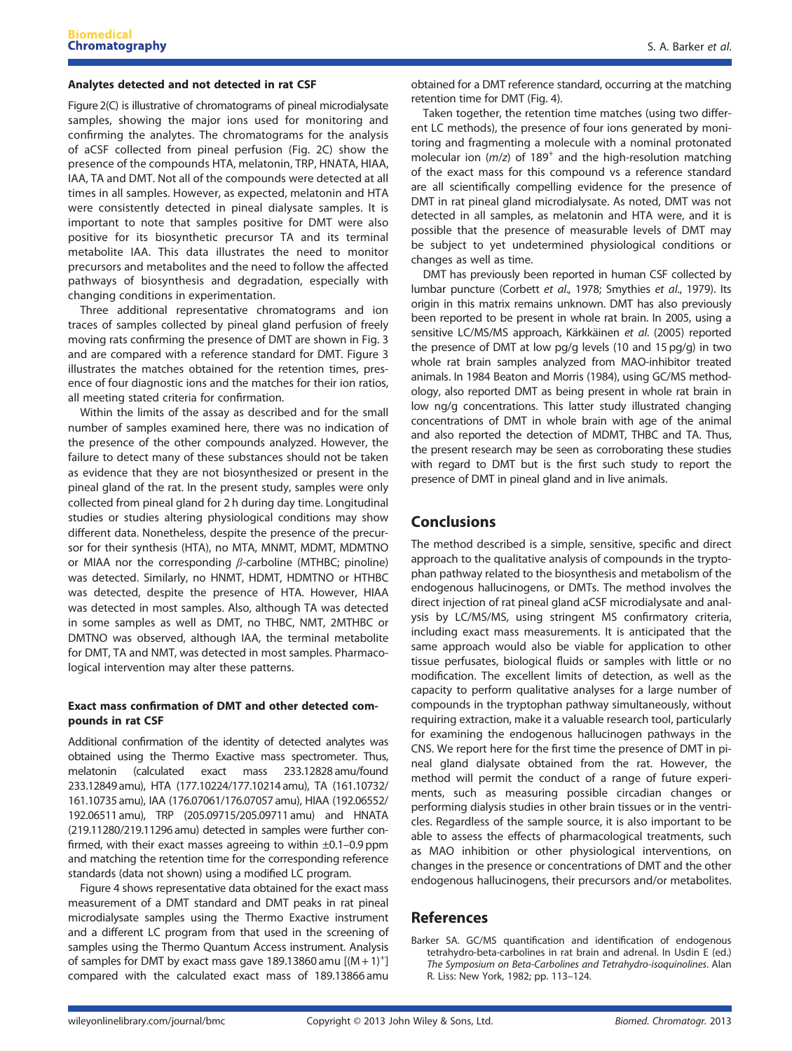### Analytes detected and not detected in rat CSF

Figure 2(C) is illustrative of chromatograms of pineal microdialysate samples, showing the major ions used for monitoring and confirming the analytes. The chromatograms for the analysis of aCSF collected from pineal perfusion (Fig. 2C) show the presence of the compounds HTA, melatonin, TRP, HNATA, HIAA, IAA, TA and DMT. Not all of the compounds were detected at all times in all samples. However, as expected, melatonin and HTA were consistently detected in pineal dialysate samples. It is important to note that samples positive for DMT were also positive for its biosynthetic precursor TA and its terminal metabolite IAA. This data illustrates the need to monitor precursors and metabolites and the need to follow the affected pathways of biosynthesis and degradation, especially with changing conditions in experimentation.

Three additional representative chromatograms and ion traces of samples collected by pineal gland perfusion of freely moving rats confirming the presence of DMT are shown in Fig. 3 and are compared with a reference standard for DMT. Figure 3 illustrates the matches obtained for the retention times, presence of four diagnostic ions and the matches for their ion ratios, all meeting stated criteria for confirmation.

Within the limits of the assay as described and for the small number of samples examined here, there was no indication of the presence of the other compounds analyzed. However, the failure to detect many of these substances should not be taken as evidence that they are not biosynthesized or present in the pineal gland of the rat. In the present study, samples were only collected from pineal gland for 2 h during day time. Longitudinal studies or studies altering physiological conditions may show different data. Nonetheless, despite the presence of the precursor for their synthesis (HTA), no MTA, MNMT, MDMT, MDMTNO or MIAA nor the corresponding $\beta$-carboline (MTHBC; pinoline) was detected. Similarly, no HNMT, HDMT, HDMTNO or HTHBC was detected, despite the presence of HTA. However, HIAA was detected in most samples. Also, although TA was detected in some samples as well as DMT, no THBC, NMT, 2MTHBC or DMTNO was observed, although IAA, the terminal metabolite for DMT, TA and NMT, was detected in most samples. Pharmacological intervention may alter these patterns.

### Exact mass confirmation of DMT and other detected compounds in rat CSF

Additional confirmation of the identity of detected analytes was obtained using the Thermo Exactive mass spectrometer. Thus, melatonin (calculated exact mass 233.12828 amu/found 233.12849 amu), HTA (177.10224/177.10214 amu), TA (161.10732/161.10735 amu), IAA (176.07061/176.07057 amu), HIAA (192.06552/192.06511 amu), TRP (205.09715/205.09711 amu) and HNATA (219.11280/219.11296 amu) detected in samples were further confirmed, with their exact masses agreeing to within ±0.1–0.9 ppm and matching the retention time for the corresponding reference standards (data not shown) using a modified LC program.

Figure 4 shows representative data obtained for the exact mass measurement of a DMT standard and DMT peaks in rat pineal microdialysate samples using the Thermo Exactive instrument and a different LC program from that used in the screening of samples using the Thermo Quantum Access instrument. Analysis of samples for DMT by exact mass gave 189.13860 amu [$(M+1)^+$] compared with the calculated exact mass of 189.13866 amu obtained for a DMT reference standard, occurring at the matching retention time for DMT (Fig. 4).

Taken together, the retention time matches (using two different LC methods), the presence of four ions generated by monitoring and fragmenting a molecule with a nominal protonated molecular ion ($m/z$) of $189^+$ and the high-resolution matching of the exact mass for this compound vs a reference standard are all scientifically compelling evidence for the presence of DMT in rat pineal gland microdialysate. As noted, DMT was not detected in all samples, as melatonin and HTA were, and it is possible that the presence of measurable levels of DMT may be subject to yet undetermined physiological conditions or changes as well as time.

DMT has previously been reported in human CSF collected by lumbar puncture (Corbett *et al*., 1978; Smythies *et al*., 1979). Its origin in this matrix remains unknown. DMT has also previously been reported to be present in whole rat brain. In 2005, using a sensitive LC/MS/MS approach, Kärkkäinen *et al*. (2005) reported the presence of DMT at low pg/g levels (10 and 15 pg/g) in two whole rat brain samples analyzed from MAO-inhibitor treated animals. In 1984 Beaton and Morris (1984), using GC/MS methodology, also reported DMT as being present in whole rat brain in low ng/g concentrations. This latter study illustrated changing concentrations of DMT in whole brain with age of the animal and also reported the detection of MDMT, THBC and TA. Thus, the present research may be seen as corroborating these studies with regard to DMT but is the first such study to report the presence of DMT in pineal gland and in live animals.

## Conclusions

The method described is a simple, sensitive, specific and direct approach to the qualitative analysis of compounds in the tryptophan pathway related to the biosynthesis and metabolism of the endogenous hallucinogens, or DMTs. The method involves the direct injection of rat pineal gland aCSF microdialysate and analysis by LC/MS/MS, using stringent MS confirmatory criteria, including exact mass measurements. It is anticipated that the same approach would also be viable for application to other tissue perfusates, biological fluids or samples with little or no modification. The excellent limits of detection, as well as the capacity to perform qualitative analyses for a large number of compounds in the tryptophan pathway simultaneously, without requiring extraction, make it a valuable research tool, particularly for examining the endogenous hallucinogen pathways in the CNS. We report here for the first time the presence of DMT in pineal gland dialysate obtained from the rat. However, the method will permit the conduct of a range of future experiments, such as measuring possible circadian changes or performing dialysis studies in other brain tissues or in the ventricles. Regardless of the sample source, it is also important to be able to assess the effects of pharmacological treatments, such as MAO inhibition or other physiological interventions, on changes in the presence or concentrations of DMT and the other endogenous hallucinogens, their precursors and/or metabolites.

## References

Barker SA. GC/MS quantification and identification of endogenous tetrahydro-beta-carbolines in rat brain and adrenal. In Usdin E (ed.) *The Symposium on Beta-Carbolines and Tetrahydro-isoquinolines*. Alan R. Liss: New York, 1982; pp. 113–124.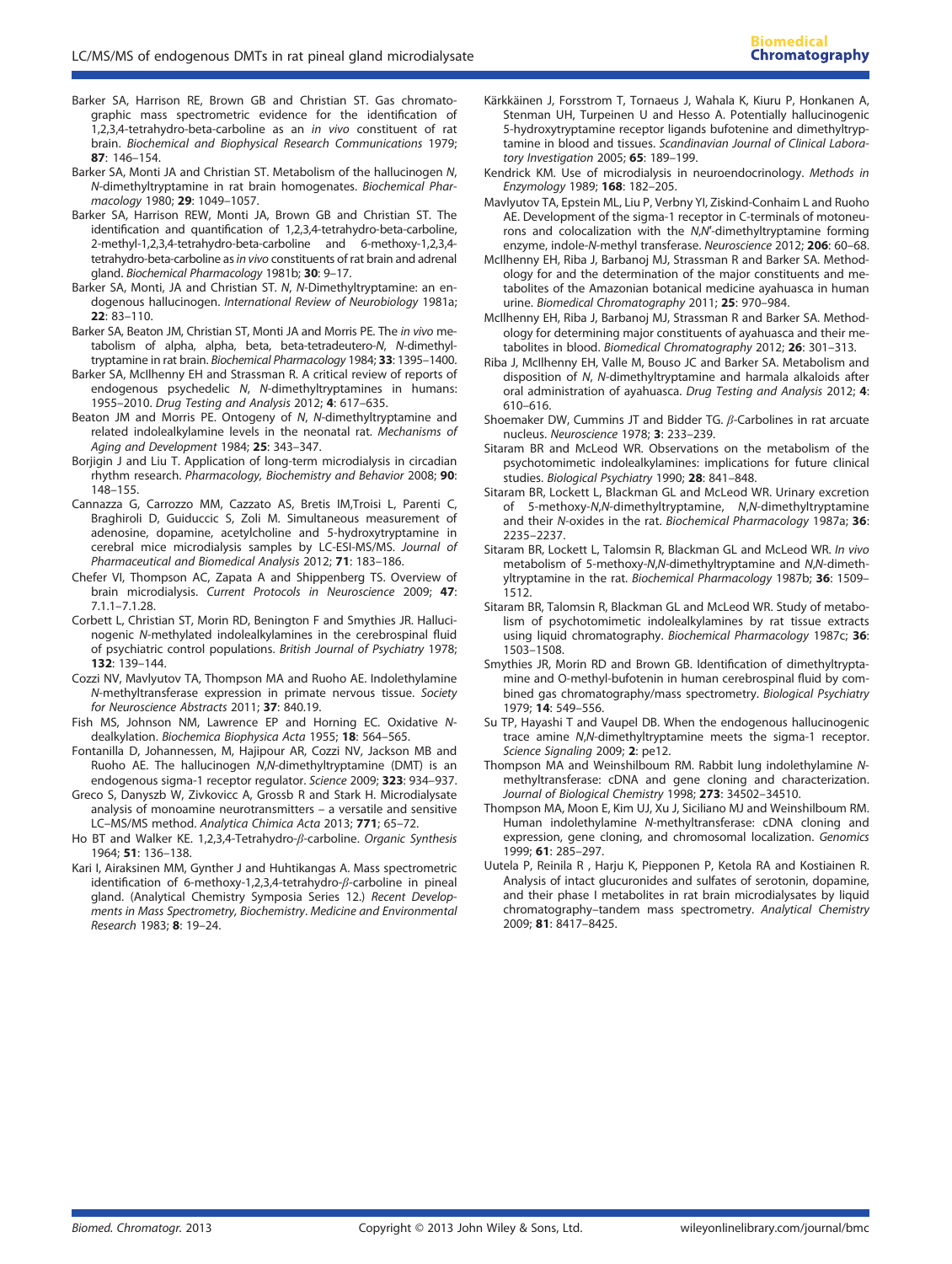Barker SA, Harrison RE, Brown GB and Christian ST. Gas chromatographic mass spectrometric evidence for the identification of 1,2,3,4-tetrahydro-beta-carboline as an *in vivo* constituent of rat brain. *Biochemical and Biophysical Research Communications* 1979; **87**: 146–154.

Barker SA, Monti JA and Christian ST. Metabolism of the hallucinogen *N*, *N*-dimethyltryptamine in rat brain homogenates. *Biochemical Pharmacology* 1980; **29**: 1049–1057.

Barker SA, Harrison REW, Monti JA, Brown GB and Christian ST. The identification and quantification of 1,2,3,4-tetrahydro-beta-carboline, 2-methyl-1,2,3,4-tetrahydro-beta-carboline and 6-methoxy-1,2,3,4-tetrahydro-beta-carboline as *in vivo* constituents of rat brain and adrenal gland. *Biochemical Pharmacology* 1981b; **30**: 9–17.

Barker SA, Monti, JA and Christian ST. *N*, *N*-Dimethyltryptamine: an endogenous hallucinogen. *International Review of Neurobiology* 1981a; **22**: 83–110.

Barker SA, Beaton JM, Christian ST, Monti JA and Morris PE. The *in vivo* metabolism of alpha, alpha, beta, beta-tetradeutero-*N*, *N*-dimethyltryptamine in rat brain. *Biochemical Pharmacology* 1984; **33**: 1395–1400.

Barker SA, McIlhenny EH and Strassman R. A critical review of reports of endogenous psychedelic *N*, *N*-dimethyltryptamines in humans: 1955–2010. *Drug Testing and Analysis* 2012; **4**: 617–635.

Beaton JM and Morris PE. Ontogeny of *N*, *N*-dimethyltryptamine and related indolealkylamine levels in the neonatal rat. *Mechanisms of Aging and Development* 1984; **25**: 343–347.

Borjigin J and Liu T. Application of long-term microdialysis in circadian rhythm research. *Pharmacology, Biochemistry and Behavior* 2008; **90**: 148–155.

Cannazza G, Carrozzo MM, Cazzato AS, Bretis IM,Troisi L, Parenti C, Braghiroli D, Guiduccic S, Zoli M. Simultaneous measurement of adenosine, dopamine, acetylcholine and 5-hydroxytryptamine in cerebral mice microdialysis samples by LC-ESI-MS/MS. *Journal of Pharmaceutical and Biomedical Analysis* 2012; **71**: 183–186.

Chefer VI, Thompson AC, Zapata A and Shippenberg TS. Overview of brain microdialysis. *Current Protocols in Neuroscience* 2009; **47**: 7.1.1–7.1.28.

Corbett L, Christian ST, Morin RD, Benington F and Smythies JR. Hallucinogenic *N*-methylated indolealkylamines in the cerebrospinal fluid of psychiatric control populations. *British Journal of Psychiatry* 1978; **132**: 139–144.

Cozzi NV, Mavlyutov TA, Thompson MA and Ruoho AE. Indolethylamine *N*-methyltransferase expression in primate nervous tissue. *Society for Neuroscience Abstracts* 2011; **37**: 840.19.

Fish MS, Johnson NM, Lawrence EP and Horning EC. Oxidative *N*-dealkylation. *Biochemica Biophysica Acta* 1955; **18**: 564–565.

Fontanilla D, Johannessen, M, Hajipour AR, Cozzi NV, Jackson MB and Ruoho AE. The hallucinogen *N*,*N*-dimethyltryptamine (DMT) is an endogenous sigma-1 receptor regulator. *Science* 2009; **323**: 934–937.

Greco S, Danyszb W, Zivkovicc A, Grossb R and Stark H. Microdialysate analysis of monoamine neurotransmitters – a versatile and sensitive LC–MS/MS method. *Analytica Chimica Acta* 2013; **771**; 65–72.

Ho BT and Walker KE. 1,2,3,4-Tetrahydro-β-carboline. *Organic Synthesis* 1964; **51**: 136–138.

Kari I, Airaksinen MM, Gynther J and Huhtikangas A. Mass spectrometric identification of 6-methoxy-1,2,3,4-tetrahydro-β-carboline in pineal gland. (Analytical Chemistry Symposia Series 12.) *Recent Developments in Mass Spectrometry, Biochemistry*. *Medicine and Environmental Research* 1983; **8**: 19–24.

Kärkkäinen J, Forsstrom T, Tornaeus J, Wahala K, Kiuru P, Honkanen A, Stenman UH, Turpeinen U and Hesso A. Potentially hallucinogenic 5-hydroxytryptamine receptor ligands bufotenine and dimethyltryptamine in blood and tissues. *Scandinavian Journal of Clinical Laboratory Investigation* 2005; **65**: 189–199.

Kendrick KM. Use of microdialysis in neuroendocrinology. *Methods in Enzymology* 1989; **168**: 182–205.

Mavlyutov TA, Epstein ML, Liu P, Verbny YI, Ziskind-Conhaim L and Ruoho AE. Development of the sigma-1 receptor in C-terminals of motoneurons and colocalization with the *N*,*N*′-dimethyltryptamine forming enzyme, indole-*N*-methyl transferase. *Neuroscience* 2012; **206**: 60–68.

McIlhenny EH, Riba J, Barbanoj MJ, Strassman R and Barker SA. Methodology for and the determination of the major constituents and metabolites of the Amazonian botanical medicine ayahuasca in human urine. *Biomedical Chromatography* 2011; **25**: 970–984.

McIlhenny EH, Riba J, Barbanoj MJ, Strassman R and Barker SA. Methodology for determining major constituents of ayahuasca and their metabolites in blood. *Biomedical Chromatography* 2012; **26**: 301–313.

Riba J, McIlhenny EH, Valle M, Bouso JC and Barker SA. Metabolism and disposition of *N*, *N*-dimethyltryptamine and harmala alkaloids after oral administration of ayahuasca. *Drug Testing and Analysis* 2012; **4**: 610–616.

Shoemaker DW, Cummins JT and Bidder TG. β-Carbolines in rat arcuate nucleus. *Neuroscience* 1978; **3**: 233–239.

Sitaram BR and McLeod WR. Observations on the metabolism of the psychotomimetic indolealkylamines: implications for future clinical studies. *Biological Psychiatry* 1990; **28**: 841–848.

Sitaram BR, Lockett L, Blackman GL and McLeod WR. Urinary excretion of 5-methoxy-*N*,*N*-dimethyltryptamine, *N*,*N*-dimethyltryptamine and their *N*-oxides in the rat. *Biochemical Pharmacology* 1987a; **36**: 2235–2237.

Sitaram BR, Lockett L, Talomsin R, Blackman GL and McLeod WR. *In vivo* metabolism of 5-methoxy-*N*,*N*-dimethyltryptamine and *N*,*N*-dimethyltryptamine in the rat. *Biochemical Pharmacology* 1987b; **36**: 1509–1512.

Sitaram BR, Talomsin R, Blackman GL and McLeod WR. Study of metabolism of psychotomimetic indolealkylamines by rat tissue extracts using liquid chromatography. *Biochemical Pharmacology* 1987c; **36**: 1503–1508.

Smythies JR, Morin RD and Brown GB. Identification of dimethyltryptamine and O-methyl-bufotenin in human cerebrospinal fluid by combined gas chromatography/mass spectrometry. *Biological Psychiatry* 1979; **14**: 549–556.

Su TP, Hayashi T and Vaupel DB. When the endogenous hallucinogenic trace amine *N*,*N*-dimethyltryptamine meets the sigma-1 receptor. *Science Signaling* 2009; **2**: pe12.

Thompson MA and Weinshilboum RM. Rabbit lung indolethylamine *N*-methyltransferase: cDNA and gene cloning and characterization. *Journal of Biological Chemistry* 1998; **273**: 34502–34510.

Thompson MA, Moon E, Kim UJ, Xu J, Siciliano MJ and Weinshilboum RM. Human indolethylamine *N*-methyltransferase: cDNA cloning and expression, gene cloning, and chromosomal localization. *Genomics* 1999; **61**: 285–297.

Uutela P, Reinila R , Harju K, Piepponen P, Ketola RA and Kostiainen R. Analysis of intact glucuronides and sulfates of serotonin, dopamine, and their phase I metabolites in rat brain microdialysates by liquid chromatography–tandem mass spectrometry. *Analytical Chemistry* 2009; **81**: 8417–8425.